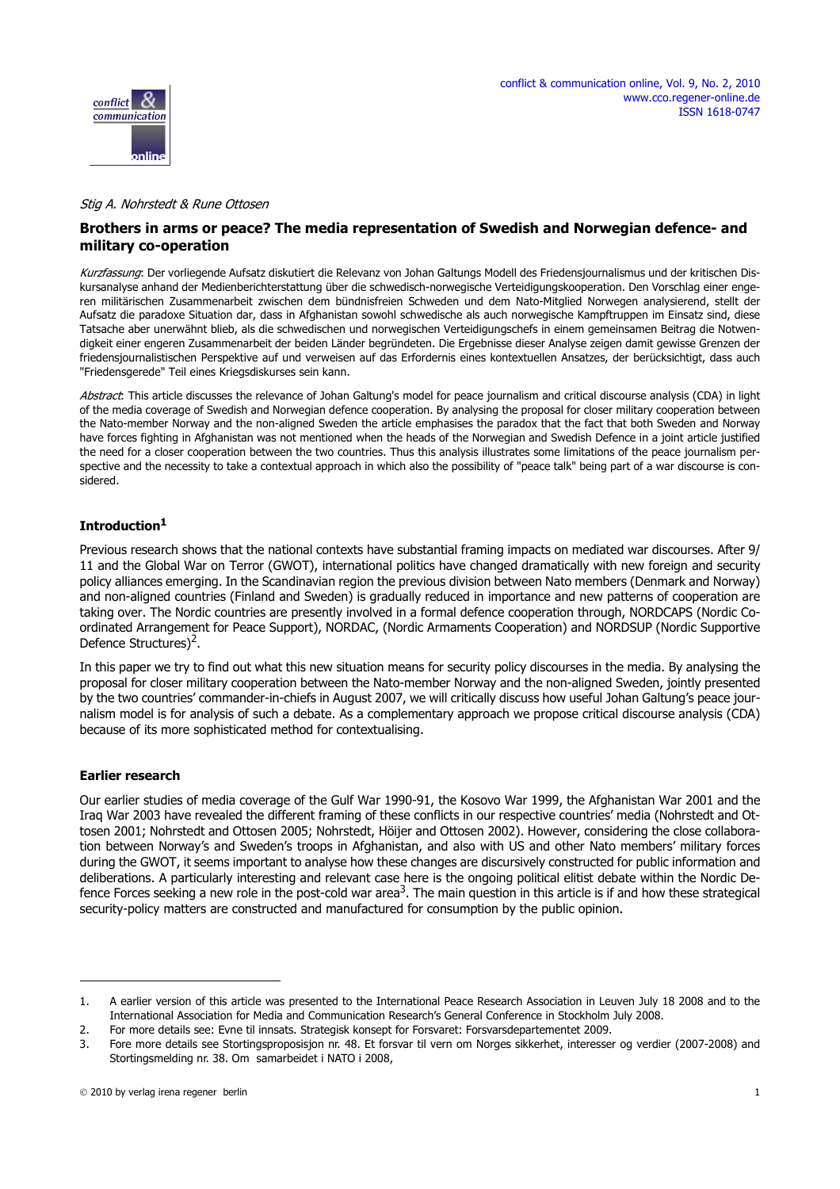*Stig A. Nohrstedt & Rune Ottosen*

# Brothers in arms or peace? The media representation of Swedish and Norwegian defence- and military co-operation

*Kurzfassung*: Der vorliegende Aufsatz diskutiert die Relevanz von Johan Galtungs Modell des Friedensjournalismus und der kritischen Diskursanalyse anhand der Medienberichterstattung über die schwedisch-norwegische Verteidigungskooperation. Den Vorschlag einer engeren militärischen Zusammenarbeit zwischen dem bündnisfreien Schweden und dem Nato-Mitglied Norwegen analysierend, stellt der Aufsatz die paradoxe Situation dar, dass in Afghanistan sowohl schwedische als auch norwegische Kampftruppen im Einsatz sind, diese Tatsache aber unerwähnt blieb, als die schwedischen und norwegischen Verteidigungschefs in einem gemeinsamen Beitrag die Notwendigkeit einer engeren Zusammenarbeit der beiden Länder begründeten. Die Ergebnisse dieser Analyse zeigen damit gewisse Grenzen der friedensjournalistischen Perspektive auf und verweisen auf das Erfordernis eines kontextuellen Ansatzes, der berücksichtigt, dass auch "Friedensgerede" Teil eines Kriegsdiskurses sein kann.

*Abstract*: This article discusses the relevance of Johan Galtung's model for peace journalism and critical discourse analysis (CDA) in light of the media coverage of Swedish and Norwegian defence cooperation. By analysing the proposal for closer military cooperation between the Nato-member Norway and the non-aligned Sweden the article emphasises the paradox that the fact that both Sweden and Norway have forces fighting in Afghanistan was not mentioned when the heads of the Norwegian and Swedish Defence in a joint article justified the need for a closer cooperation between the two countries. Thus this analysis illustrates some limitations of the peace journalism perspective and the necessity to take a contextual approach in which also the possibility of "peace talk" being part of a war discourse is considered.

## Introduction[1]

Previous research shows that the national contexts have substantial framing impacts on mediated war discourses. After 9/11 and the Global War on Terror (GWOT), international politics have changed dramatically with new foreign and security policy alliances emerging. In the Scandinavian region the previous division between Nato members (Denmark and Norway) and non-aligned countries (Finland and Sweden) is gradually reduced in importance and new patterns of cooperation are taking over. The Nordic countries are presently involved in a formal defence cooperation through, NORDCAPS (Nordic Coordinated Arrangement for Peace Support), NORDAC, (Nordic Armaments Cooperation) and NORDSUP (Nordic Supportive Defence Structures)[2].

In this paper we try to find out what this new situation means for security policy discourses in the media. By analysing the proposal for closer military cooperation between the Nato-member Norway and the non-aligned Sweden, jointly presented by the two countries' commander-in-chiefs in August 2007, we will critically discuss how useful Johan Galtung's peace journalism model is for analysis of such a debate. As a complementary approach we propose critical discourse analysis (CDA) because of its more sophisticated method for contextualising.

## Earlier research

Our earlier studies of media coverage of the Gulf War 1990-91, the Kosovo War 1999, the Afghanistan War 2001 and the Iraq War 2003 have revealed the different framing of these conflicts in our respective countries' media (Nohrstedt and Ottosen 2001; Nohrstedt and Ottosen 2005; Nohrstedt, Höijer and Ottosen 2002). However, considering the close collaboration between Norway's and Sweden's troops in Afghanistan, and also with US and other Nato members' military forces during the GWOT, it seems important to analyse how these changes are discursively constructed for public information and deliberations. A particularly interesting and relevant case here is the ongoing political elitist debate within the Nordic Defence Forces seeking a new role in the post-cold war area[3]. The main question in this article is if and how these strategical security-policy matters are constructed and manufactured for consumption by the public opinion.

---

1. A earlier version of this article was presented to the International Peace Research Association in Leuven July 18 2008 and to the International Association for Media and Communication Research's General Conference in Stockholm July 2008.
2. For more details see: Evne til innsats. Strategisk konsept for Forsvaret: Forsvarsdepartementet 2009.
3. Fore more details see Stortingsproposisjon nr. 48. Et forsvar til vern om Norges sikkerhet, interesser og verdier (2007-2008) and Stortingsmelding nr. 38. Om samarbeidet i NATO i 2008,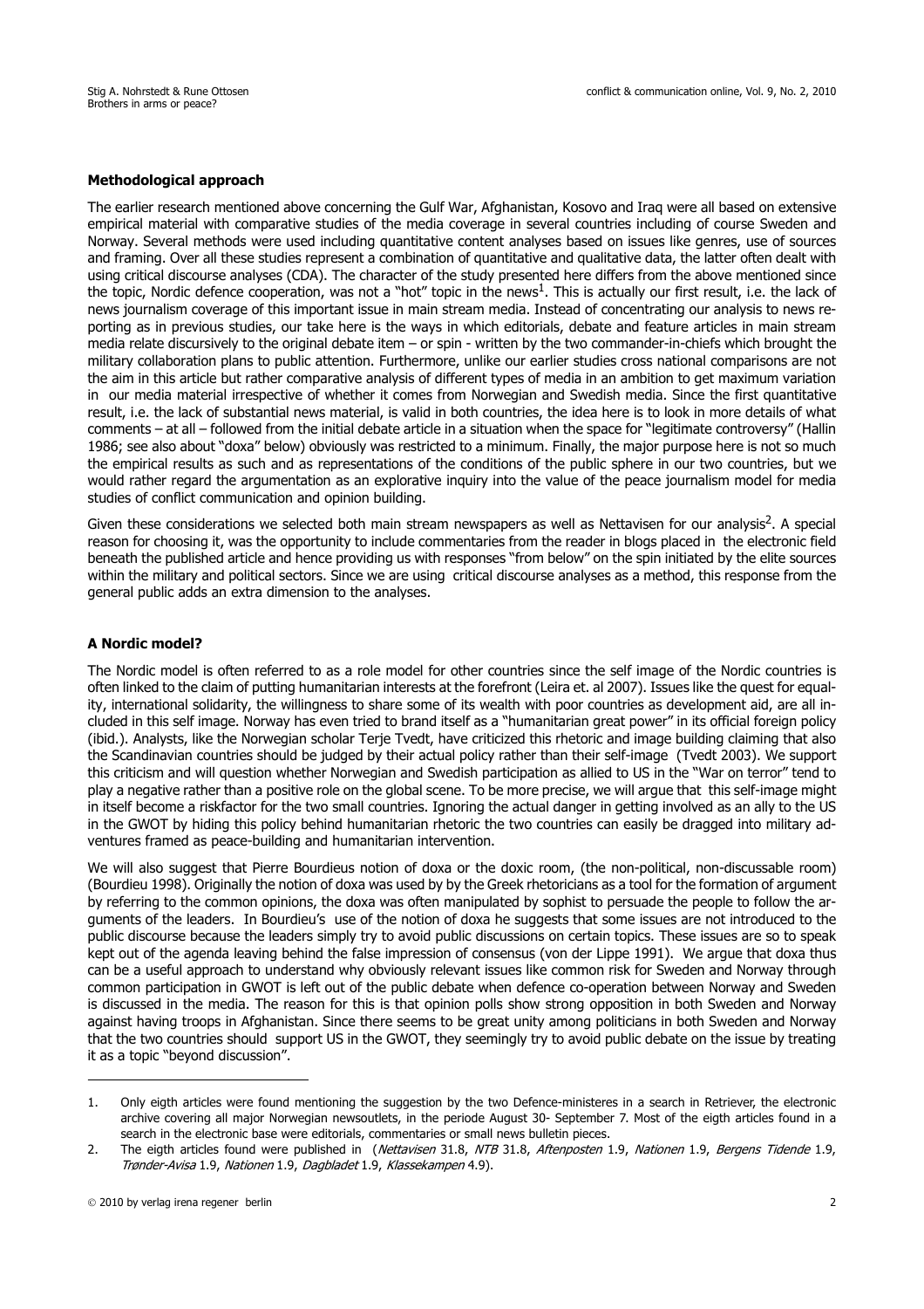**Methodological approach**

The earlier research mentioned above concerning the Gulf War, Afghanistan, Kosovo and Iraq were all based on extensive empirical material with comparative studies of the media coverage in several countries including of course Sweden and Norway. Several methods were used including quantitative content analyses based on issues like genres, use of sources and framing. Over all these studies represent a combination of quantitative and qualitative data, the latter often dealt with using critical discourse analyses (CDA). The character of the study presented here differs from the above mentioned since the topic, Nordic defence cooperation, was not a "hot" topic in the news[1]. This is actually our first result, i.e. the lack of news journalism coverage of this important issue in main stream media. Instead of concentrating our analysis to news reporting as in previous studies, our take here is the ways in which editorials, debate and feature articles in main stream media relate discursively to the original debate item – or spin - written by the two commander-in-chiefs which brought the military collaboration plans to public attention. Furthermore, unlike our earlier studies cross national comparisons are not the aim in this article but rather comparative analysis of different types of media in an ambition to get maximum variation in our media material irrespective of whether it comes from Norwegian and Swedish media. Since the first quantitative result, i.e. the lack of substantial news material, is valid in both countries, the idea here is to look in more details of what comments – at all – followed from the initial debate article in a situation when the space for "legitimate controversy" (Hallin 1986; see also about "doxa" below) obviously was restricted to a minimum. Finally, the major purpose here is not so much the empirical results as such and as representations of the conditions of the public sphere in our two countries, but we would rather regard the argumentation as an explorative inquiry into the value of the peace journalism model for media studies of conflict communication and opinion building.

Given these considerations we selected both main stream newspapers as well as Nettavisen for our analysis[2]. A special reason for choosing it, was the opportunity to include commentaries from the reader in blogs placed in the electronic field beneath the published article and hence providing us with responses "from below" on the spin initiated by the elite sources within the military and political sectors. Since we are using critical discourse analyses as a method, this response from the general public adds an extra dimension to the analyses.

**A Nordic model?**

The Nordic model is often referred to as a role model for other countries since the self image of the Nordic countries is often linked to the claim of putting humanitarian interests at the forefront (Leira et. al 2007). Issues like the quest for equality, international solidarity, the willingness to share some of its wealth with poor countries as development aid, are all included in this self image. Norway has even tried to brand itself as a "humanitarian great power" in its official foreign policy (ibid.). Analysts, like the Norwegian scholar Terje Tvedt, have criticized this rhetoric and image building claiming that also the Scandinavian countries should be judged by their actual policy rather than their self-image (Tvedt 2003). We support this criticism and will question whether Norwegian and Swedish participation as allied to US in the "War on terror" tend to play a negative rather than a positive role on the global scene. To be more precise, we will argue that this self-image might in itself become a riskfactor for the two small countries. Ignoring the actual danger in getting involved as an ally to the US in the GWOT by hiding this policy behind humanitarian rhetoric the two countries can easily be dragged into military adventures framed as peace-building and humanitarian intervention.

We will also suggest that Pierre Bourdieus notion of doxa or the doxic room, (the non-political, non-discussable room) (Bourdieu 1998). Originally the notion of doxa was used by by the Greek rhetoricians as a tool for the formation of argument by referring to the common opinions, the doxa was often manipulated by sophist to persuade the people to follow the arguments of the leaders. In Bourdieu's use of the notion of doxa he suggests that some issues are not introduced to the public discourse because the leaders simply try to avoid public discussions on certain topics. These issues are so to speak kept out of the agenda leaving behind the false impression of consensus (von der Lippe 1991). We argue that doxa thus can be a useful approach to understand why obviously relevant issues like common risk for Sweden and Norway through common participation in GWOT is left out of the public debate when defence co-operation between Norway and Sweden is discussed in the media. The reason for this is that opinion polls show strong opposition in both Sweden and Norway against having troops in Afghanistan. Since there seems to be great unity among politicians in both Sweden and Norway that the two countries should support US in the GWOT, they seemingly try to avoid public debate on the issue by treating it as a topic "beyond discussion".

---

1. Only eigth articles were found mentioning the suggestion by the two Defence-ministeres in a search in Retriever, the electronic archive covering all major Norwegian newsoutlets, in the periode August 30- September 7. Most of the eigth articles found in a search in the electronic base were editorials, commentaries or small news bulletin pieces.
2. The eigth articles found were published in (*Nettavisen* 31.8, *NTB* 31.8, *Aftenposten* 1.9, *Nationen* 1.9, *Bergens Tidende* 1.9, *Trønder-Avisa* 1.9, *Nationen* 1.9, *Dagbladet* 1.9, *Klassekampen* 4.9).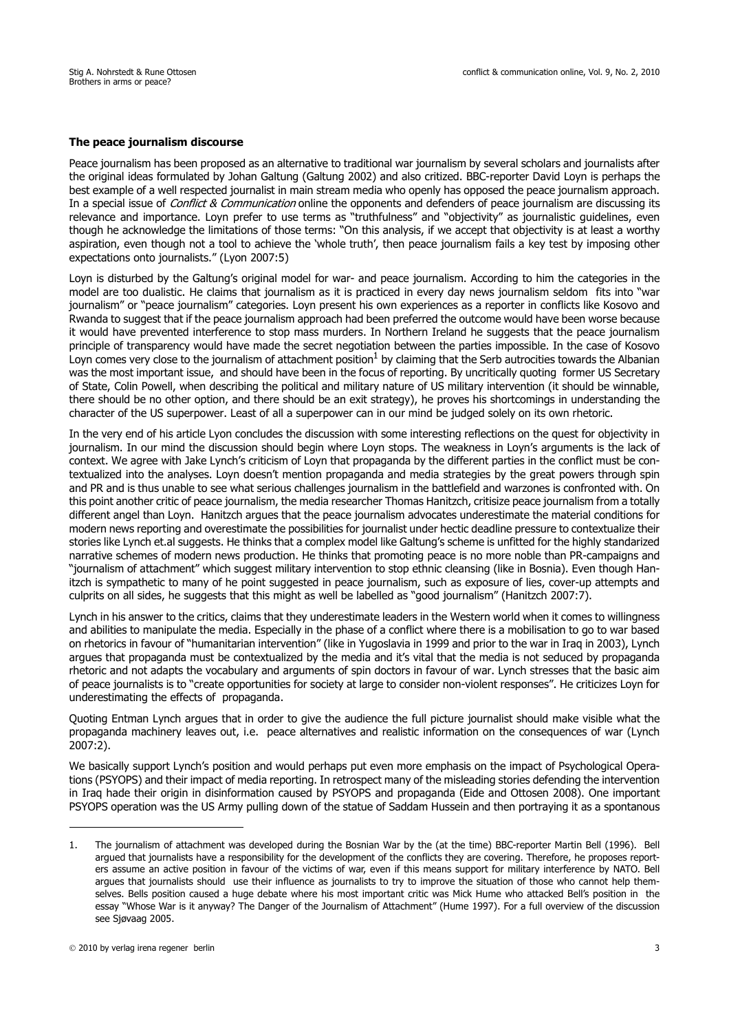### The peace journalism discourse

Peace journalism has been proposed as an alternative to traditional war journalism by several scholars and journalists after the original ideas formulated by Johan Galtung (Galtung 2002) and also critized. BBC-reporter David Loyn is perhaps the best example of a well respected journalist in main stream media who openly has opposed the peace journalism approach. In a special issue of *Conflict & Communication* online the opponents and defenders of peace journalism are discussing its relevance and importance. Loyn prefer to use terms as "truthfulness" and "objectivity" as journalistic guidelines, even though he acknowledge the limitations of those terms: "On this analysis, if we accept that objectivity is at least a worthy aspiration, even though not a tool to achieve the 'whole truth', then peace journalism fails a key test by imposing other expectations onto journalists." (Lyon 2007:5)

Loyn is disturbed by the Galtung's original model for war- and peace journalism. According to him the categories in the model are too dualistic. He claims that journalism as it is practiced in every day news journalism seldom fits into "war journalism" or "peace journalism" categories. Loyn present his own experiences as a reporter in conflicts like Kosovo and Rwanda to suggest that if the peace journalism approach had been preferred the outcome would have been worse because it would have prevented interference to stop mass murders. In Northern Ireland he suggests that the peace journalism principle of transparency would have made the secret negotiation between the parties impossible. In the case of Kosovo Loyn comes very close to the journalism of attachment position[1] by claiming that the Serb autrocities towards the Albanian was the most important issue, and should have been in the focus of reporting. By uncritically quoting former US Secretary of State, Colin Powell, when describing the political and military nature of US military intervention (it should be winnable, there should be no other option, and there should be an exit strategy), he proves his shortcomings in understanding the character of the US superpower. Least of all a superpower can in our mind be judged solely on its own rhetoric.

In the very end of his article Lyon concludes the discussion with some interesting reflections on the quest for objectivity in journalism. In our mind the discussion should begin where Loyn stops. The weakness in Loyn's arguments is the lack of context. We agree with Jake Lynch's criticism of Loyn that propaganda by the different parties in the conflict must be contextualized into the analyses. Loyn doesn't mention propaganda and media strategies by the great powers through spin and PR and is thus unable to see what serious challenges journalism in the battlefield and warzones is confronted with. On this point another critic of peace journalism, the media researcher Thomas Hanitzch, critisize peace journalism from a totally different angel than Loyn. Hanitzch argues that the peace journalism advocates underestimate the material conditions for modern news reporting and overestimate the possibilities for journalist under hectic deadline pressure to contextualize their stories like Lynch et.al suggests. He thinks that a complex model like Galtung's scheme is unfitted for the highly standarized narrative schemes of modern news production. He thinks that promoting peace is no more noble than PR-campaigns and "journalism of attachment" which suggest military intervention to stop ethnic cleansing (like in Bosnia). Even though Hanitzch is sympathetic to many of he point suggested in peace journalism, such as exposure of lies, cover-up attempts and culprits on all sides, he suggests that this might as well be labelled as "good journalism" (Hanitzch 2007:7).

Lynch in his answer to the critics, claims that they underestimate leaders in the Western world when it comes to willingness and abilities to manipulate the media. Especially in the phase of a conflict where there is a mobilisation to go to war based on rhetorics in favour of "humanitarian intervention" (like in Yugoslavia in 1999 and prior to the war in Iraq in 2003), Lynch argues that propaganda must be contextualized by the media and it's vital that the media is not seduced by propaganda rhetoric and not adapts the vocabulary and arguments of spin doctors in favour of war. Lynch stresses that the basic aim of peace journalists is to "create opportunities for society at large to consider non-violent responses". He criticizes Loyn for underestimating the effects of propaganda.

Quoting Entman Lynch argues that in order to give the audience the full picture journalist should make visible what the propaganda machinery leaves out, i.e. peace alternatives and realistic information on the consequences of war (Lynch 2007:2).

We basically support Lynch's position and would perhaps put even more emphasis on the impact of Psychological Operations (PSYOPS) and their impact of media reporting. In retrospect many of the misleading stories defending the intervention in Iraq hade their origin in disinformation caused by PSYOPS and propaganda (Eide and Ottosen 2008). One important PSYOPS operation was the US Army pulling down of the statue of Saddam Hussein and then portraying it as a spontanous

---

1. The journalism of attachment was developed during the Bosnian War by the (at the time) BBC-reporter Martin Bell (1996). Bell argued that journalists have a responsibility for the development of the conflicts they are covering. Therefore, he proposes reporters assume an active position in favour of the victims of war, even if this means support for military interference by NATO. Bell argues that journalists should use their influence as journalists to try to improve the situation of those who cannot help themselves. Bells position caused a huge debate where his most important critic was Mick Hume who attacked Bell's position in the essay "Whose War is it anyway? The Danger of the Journalism of Attachment" (Hume 1997). For a full overview of the discussion see Sjøvaag 2005.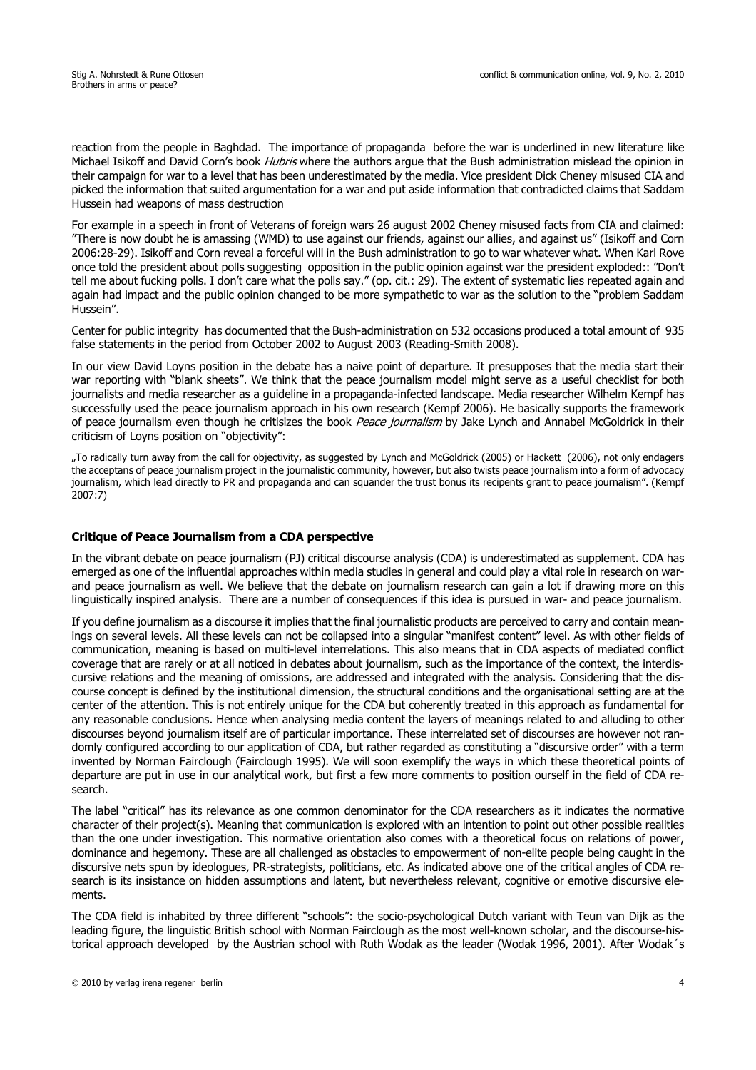reaction from the people in Baghdad. The importance of propaganda before the war is underlined in new literature like Michael Isikoff and David Corn's book *Hubris* where the authors argue that the Bush administration mislead the opinion in their campaign for war to a level that has been underestimated by the media. Vice president Dick Cheney misused CIA and picked the information that suited argumentation for a war and put aside information that contradicted claims that Saddam Hussein had weapons of mass destruction

For example in a speech in front of Veterans of foreign wars 26 august 2002 Cheney misused facts from CIA and claimed: "There is now doubt he is amassing (WMD) to use against our friends, against our allies, and against us" (Isikoff and Corn 2006:28-29). Isikoff and Corn reveal a forceful will in the Bush administration to go to war whatever what. When Karl Rove once told the president about polls suggesting opposition in the public opinion against war the president exploded:: "Don't tell me about fucking polls. I don't care what the polls say." (op. cit.: 29). The extent of systematic lies repeated again and again had impact and the public opinion changed to be more sympathetic to war as the solution to the "problem Saddam Hussein".

Center for public integrity has documented that the Bush-administration on 532 occasions produced a total amount of 935 false statements in the period from October 2002 to August 2003 (Reading-Smith 2008).

In our view David Loyns position in the debate has a naive point of departure. It presupposes that the media start their war reporting with "blank sheets". We think that the peace journalism model might serve as a useful checklist for both journalists and media researcher as a guideline in a propaganda-infected landscape. Media researcher Wilhelm Kempf has successfully used the peace journalism approach in his own research (Kempf 2006). He basically supports the framework of peace journalism even though he critisizes the book *Peace journalism* by Jake Lynch and Annabel McGoldrick in their criticism of Loyns position on "objectivity":

„To radically turn away from the call for objectivity, as suggested by Lynch and McGoldrick (2005) or Hackett (2006), not only endagers the acceptans of peace journalism project in the journalistic community, however, but also twists peace journalism into a form of advocacy journalism, which lead directly to PR and propaganda and can squander the trust bonus its recipents grant to peace journalism". (Kempf 2007:7)

### Critique of Peace Journalism from a CDA perspective

In the vibrant debate on peace journalism (PJ) critical discourse analysis (CDA) is underestimated as supplement. CDA has emerged as one of the influential approaches within media studies in general and could play a vital role in research on war- and peace journalism as well. We believe that the debate on journalism research can gain a lot if drawing more on this linguistically inspired analysis. There are a number of consequences if this idea is pursued in war- and peace journalism.

If you define journalism as a discourse it implies that the final journalistic products are perceived to carry and contain meanings on several levels. All these levels can not be collapsed into a singular "manifest content" level. As with other fields of communication, meaning is based on multi-level interrelations. This also means that in CDA aspects of mediated conflict coverage that are rarely or at all noticed in debates about journalism, such as the importance of the context, the interdiscursive relations and the meaning of omissions, are addressed and integrated with the analysis. Considering that the discourse concept is defined by the institutional dimension, the structural conditions and the organisational setting are at the center of the attention. This is not entirely unique for the CDA but coherently treated in this approach as fundamental for any reasonable conclusions. Hence when analysing media content the layers of meanings related to and alluding to other discourses beyond journalism itself are of particular importance. These interrelated set of discourses are however not randomly configured according to our application of CDA, but rather regarded as constituting a "discursive order" with a term invented by Norman Fairclough (Fairclough 1995). We will soon exemplify the ways in which these theoretical points of departure are put in use in our analytical work, but first a few more comments to position ourself in the field of CDA research.

The label "critical" has its relevance as one common denominator for the CDA researchers as it indicates the normative character of their project(s). Meaning that communication is explored with an intention to point out other possible realities than the one under investigation. This normative orientation also comes with a theoretical focus on relations of power, dominance and hegemony. These are all challenged as obstacles to empowerment of non-elite people being caught in the discursive nets spun by ideologues, PR-strategists, politicians, etc. As indicated above one of the critical angles of CDA research is its insistance on hidden assumptions and latent, but nevertheless relevant, cognitive or emotive discursive elements.

The CDA field is inhabited by three different "schools": the socio-psychological Dutch variant with Teun van Dijk as the leading figure, the linguistic British school with Norman Fairclough as the most well-known scholar, and the discourse-historical approach developed by the Austrian school with Ruth Wodak as the leader (Wodak 1996, 2001). After Wodak´s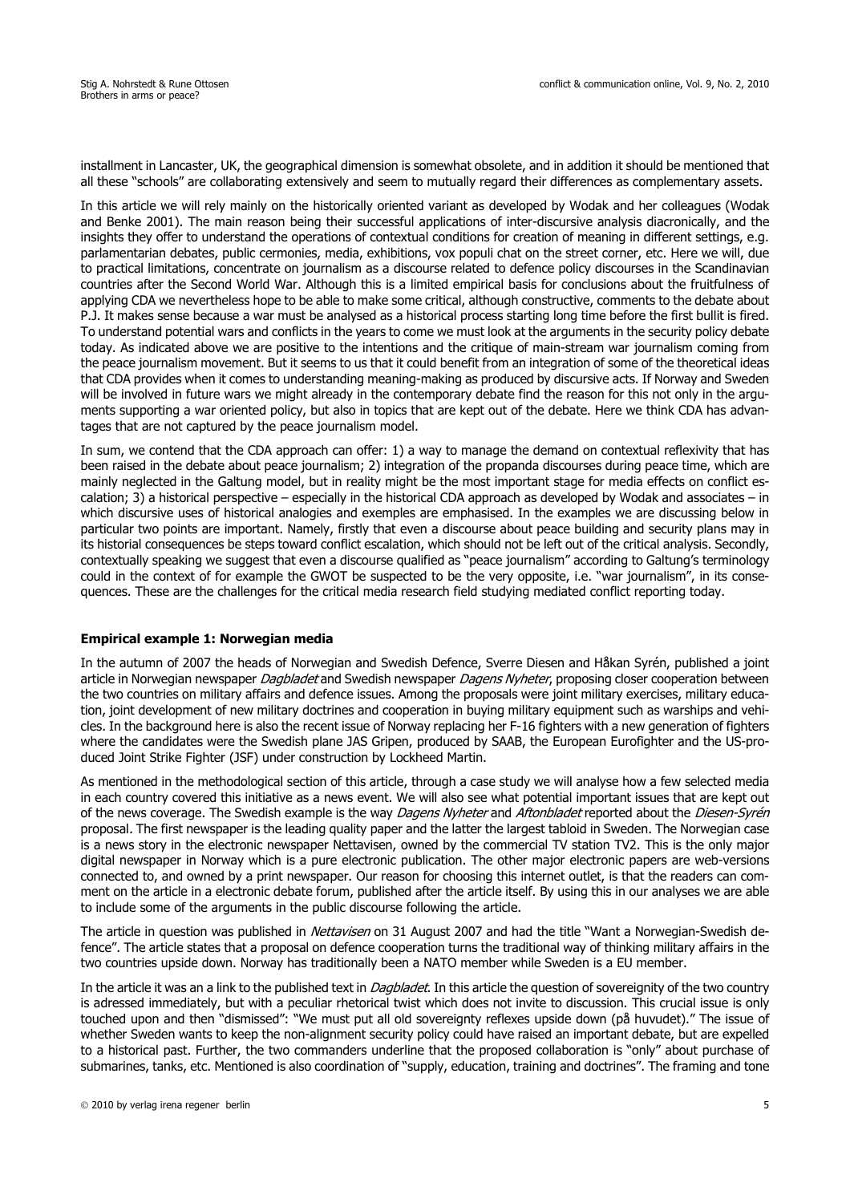installment in Lancaster, UK, the geographical dimension is somewhat obsolete, and in addition it should be mentioned that all these "schools" are collaborating extensively and seem to mutually regard their differences as complementary assets.

In this article we will rely mainly on the historically oriented variant as developed by Wodak and her colleagues (Wodak and Benke 2001). The main reason being their successful applications of inter-discursive analysis diacronically, and the insights they offer to understand the operations of contextual conditions for creation of meaning in different settings, e.g. parlamentarian debates, public cermonies, media, exhibitions, vox populi chat on the street corner, etc. Here we will, due to practical limitations, concentrate on journalism as a discourse related to defence policy discourses in the Scandinavian countries after the Second World War. Although this is a limited empirical basis for conclusions about the fruitfulness of applying CDA we nevertheless hope to be able to make some critical, although constructive, comments to the debate about P.J. It makes sense because a war must be analysed as a historical process starting long time before the first bullit is fired. To understand potential wars and conflicts in the years to come we must look at the arguments in the security policy debate today. As indicated above we are positive to the intentions and the critique of main-stream war journalism coming from the peace journalism movement. But it seems to us that it could benefit from an integration of some of the theoretical ideas that CDA provides when it comes to understanding meaning-making as produced by discursive acts. If Norway and Sweden will be involved in future wars we might already in the contemporary debate find the reason for this not only in the arguments supporting a war oriented policy, but also in topics that are kept out of the debate. Here we think CDA has advantages that are not captured by the peace journalism model.

In sum, we contend that the CDA approach can offer: 1) a way to manage the demand on contextual reflexivity that has been raised in the debate about peace journalism; 2) integration of the propanda discourses during peace time, which are mainly neglected in the Galtung model, but in reality might be the most important stage for media effects on conflict escalation; 3) a historical perspective – especially in the historical CDA approach as developed by Wodak and associates – in which discursive uses of historical analogies and exemples are emphasised. In the examples we are discussing below in particular two points are important. Namely, firstly that even a discourse about peace building and security plans may in its historial consequences be steps toward conflict escalation, which should not be left out of the critical analysis. Secondly, contextually speaking we suggest that even a discourse qualified as "peace journalism" according to Galtung's terminology could in the context of for example the GWOT be suspected to be the very opposite, i.e. "war journalism", in its consequences. These are the challenges for the critical media research field studying mediated conflict reporting today.

## Empirical example 1: Norwegian media

In the autumn of 2007 the heads of Norwegian and Swedish Defence, Sverre Diesen and Håkan Syrén, published a joint article in Norwegian newspaper *Dagbladet* and Swedish newspaper *Dagens Nyheter*, proposing closer cooperation between the two countries on military affairs and defence issues. Among the proposals were joint military exercises, military education, joint development of new military doctrines and cooperation in buying military equipment such as warships and vehicles. In the background here is also the recent issue of Norway replacing her F-16 fighters with a new generation of fighters where the candidates were the Swedish plane JAS Gripen, produced by SAAB, the European Eurofighter and the US-produced Joint Strike Fighter (JSF) under construction by Lockheed Martin.

As mentioned in the methodological section of this article, through a case study we will analyse how a few selected media in each country covered this initiative as a news event. We will also see what potential important issues that are kept out of the news coverage. The Swedish example is the way *Dagens Nyheter* and *Aftonbladet* reported about the *Diesen-Syrén* proposal. The first newspaper is the leading quality paper and the latter the largest tabloid in Sweden. The Norwegian case is a news story in the electronic newspaper Nettavisen, owned by the commercial TV station TV2. This is the only major digital newspaper in Norway which is a pure electronic publication. The other major electronic papers are web-versions connected to, and owned by a print newspaper. Our reason for choosing this internet outlet, is that the readers can comment on the article in a electronic debate forum, published after the article itself. By using this in our analyses we are able to include some of the arguments in the public discourse following the article.

The article in question was published in *Nettavisen* on 31 August 2007 and had the title "Want a Norwegian-Swedish defence". The article states that a proposal on defence cooperation turns the traditional way of thinking military affairs in the two countries upside down. Norway has traditionally been a NATO member while Sweden is a EU member.

In the article it was an a link to the published text in *Dagbladet*. In this article the question of sovereignity of the two country is adressed immediately, but with a peculiar rhetorical twist which does not invite to discussion. This crucial issue is only touched upon and then "dismissed": "We must put all old sovereignty reflexes upside down (på huvudet)." The issue of whether Sweden wants to keep the non-alignment security policy could have raised an important debate, but are expelled to a historical past. Further, the two commanders underline that the proposed collaboration is "only" about purchase of submarines, tanks, etc. Mentioned is also coordination of "supply, education, training and doctrines". The framing and tone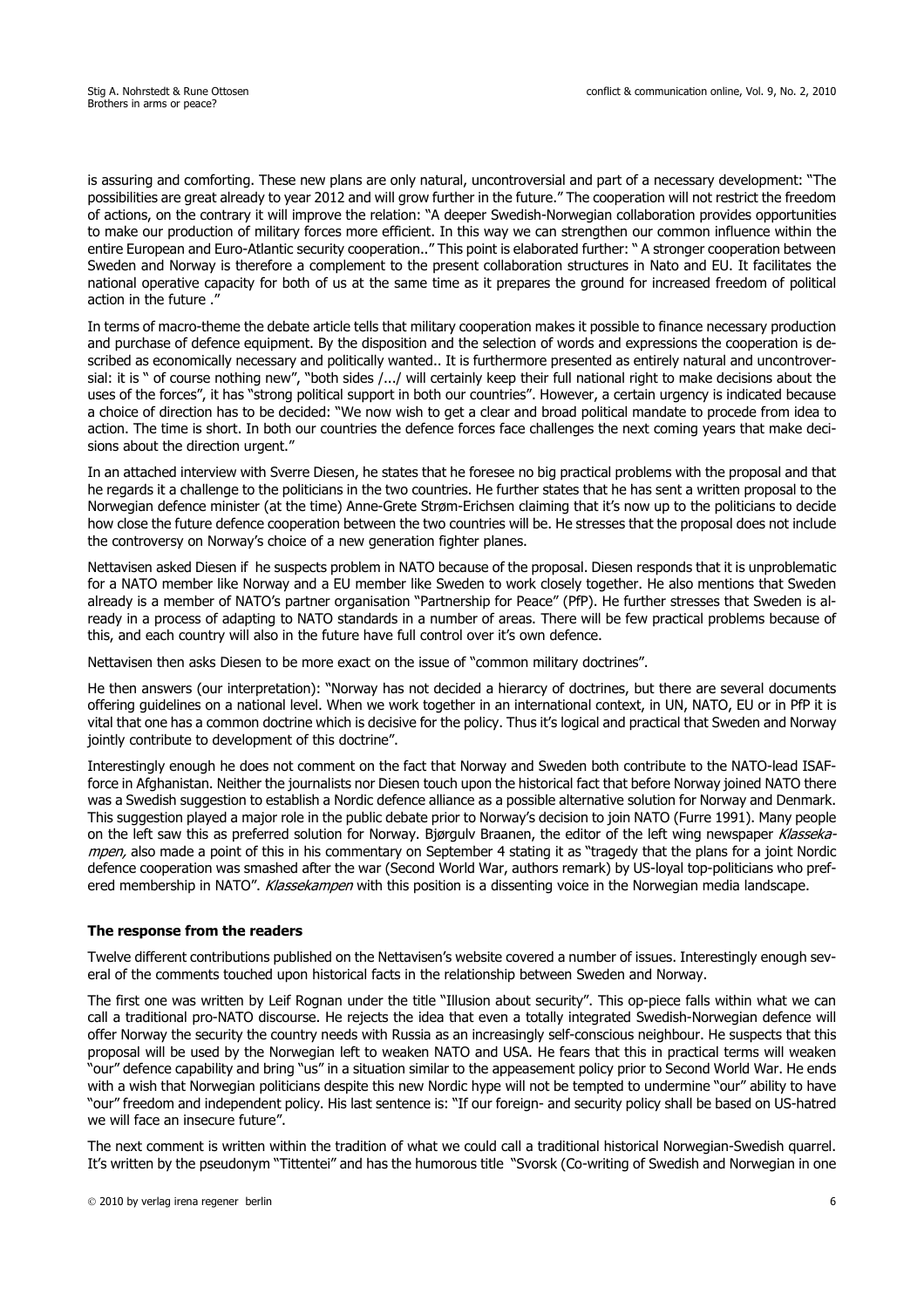is assuring and comforting. These new plans are only natural, uncontroversial and part of a necessary development: "The possibilities are great already to year 2012 and will grow further in the future." The cooperation will not restrict the freedom of actions, on the contrary it will improve the relation: "A deeper Swedish-Norwegian collaboration provides opportunities to make our production of military forces more efficient. In this way we can strengthen our common influence within the entire European and Euro-Atlantic security cooperation.." This point is elaborated further: " A stronger cooperation between Sweden and Norway is therefore a complement to the present collaboration structures in Nato and EU. It facilitates the national operative capacity for both of us at the same time as it prepares the ground for increased freedom of political action in the future ."

In terms of macro-theme the debate article tells that military cooperation makes it possible to finance necessary production and purchase of defence equipment. By the disposition and the selection of words and expressions the cooperation is described as economically necessary and politically wanted.. It is furthermore presented as entirely natural and uncontroversial: it is " of course nothing new", "both sides /.../ will certainly keep their full national right to make decisions about the uses of the forces", it has "strong political support in both our countries". However, a certain urgency is indicated because a choice of direction has to be decided: "We now wish to get a clear and broad political mandate to procede from idea to action. The time is short. In both our countries the defence forces face challenges the next coming years that make decisions about the direction urgent."

In an attached interview with Sverre Diesen, he states that he foresee no big practical problems with the proposal and that he regards it a challenge to the politicians in the two countries. He further states that he has sent a written proposal to the Norwegian defence minister (at the time) Anne-Grete Strøm-Erichsen claiming that it's now up to the politicians to decide how close the future defence cooperation between the two countries will be. He stresses that the proposal does not include the controversy on Norway's choice of a new generation fighter planes.

Nettavisen asked Diesen if he suspects problem in NATO because of the proposal. Diesen responds that it is unproblematic for a NATO member like Norway and a EU member like Sweden to work closely together. He also mentions that Sweden already is a member of NATO's partner organisation "Partnership for Peace" (PfP). He further stresses that Sweden is already in a process of adapting to NATO standards in a number of areas. There will be few practical problems because of this, and each country will also in the future have full control over it's own defence.

Nettavisen then asks Diesen to be more exact on the issue of "common military doctrines".

He then answers (our interpretation): "Norway has not decided a hierarcy of doctrines, but there are several documents offering guidelines on a national level. When we work together in an international context, in UN, NATO, EU or in PfP it is vital that one has a common doctrine which is decisive for the policy. Thus it's logical and practical that Sweden and Norway jointly contribute to development of this doctrine".

Interestingly enough he does not comment on the fact that Norway and Sweden both contribute to the NATO-lead ISAF-force in Afghanistan. Neither the journalists nor Diesen touch upon the historical fact that before Norway joined NATO there was a Swedish suggestion to establish a Nordic defence alliance as a possible alternative solution for Norway and Denmark. This suggestion played a major role in the public debate prior to Norway's decision to join NATO (Furre 1991). Many people on the left saw this as preferred solution for Norway. Bjørgulv Braanen, the editor of the left wing newspaper *Klassekampen,* also made a point of this in his commentary on September 4 stating it as "tragedy that the plans for a joint Nordic defence cooperation was smashed after the war (Second World War, authors remark) by US-loyal top-politicians who prefered membership in NATO". *Klassekampen* with this position is a dissenting voice in the Norwegian media landscape.

**The response from the readers**

Twelve different contributions published on the Nettavisen's website covered a number of issues. Interestingly enough several of the comments touched upon historical facts in the relationship between Sweden and Norway.

The first one was written by Leif Rognan under the title "Illusion about security". This op-piece falls within what we can call a traditional pro-NATO discourse. He rejects the idea that even a totally integrated Swedish-Norwegian defence will offer Norway the security the country needs with Russia as an increasingly self-conscious neighbour. He suspects that this proposal will be used by the Norwegian left to weaken NATO and USA. He fears that this in practical terms will weaken "our" defence capability and bring "us" in a situation similar to the appeasement policy prior to Second World War. He ends with a wish that Norwegian politicians despite this new Nordic hype will not be tempted to undermine "our" ability to have "our" freedom and independent policy. His last sentence is: "If our foreign- and security policy shall be based on US-hatred we will face an insecure future".

The next comment is written within the tradition of what we could call a traditional historical Norwegian-Swedish quarrel. It's written by the pseudonym "Tittentei" and has the humorous title "Svorsk (Co-writing of Swedish and Norwegian in one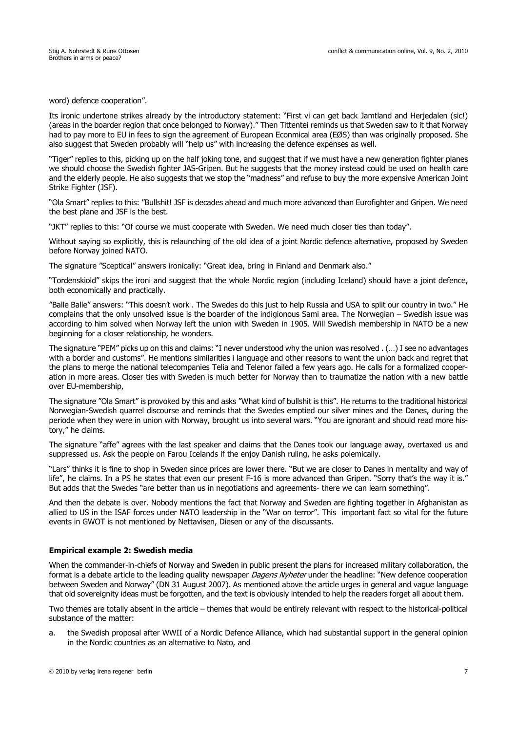word) defence cooperation".

Its ironic undertone strikes already by the introductory statement: "First vi can get back Jamtland and Herjedalen (sic!) (areas in the boarder region that once belonged to Norway)." Then Tittentei reminds us that Sweden saw to it that Norway had to pay more to EU in fees to sign the agreement of European Econmical area (EØS) than was originally proposed. She also suggest that Sweden probably will "help us" with increasing the defence expenses as well.

"Tiger" replies to this, picking up on the half joking tone, and suggest that if we must have a new generation fighter planes we should choose the Swedish fighter JAS-Gripen. But he suggests that the money instead could be used on health care and the elderly people. He also suggests that we stop the "madness" and refuse to buy the more expensive American Joint Strike Fighter (JSF).

"Ola Smart" replies to this: "Bullshit! JSF is decades ahead and much more advanced than Eurofighter and Gripen. We need the best plane and JSF is the best.

"JKT" replies to this: "Of course we must cooperate with Sweden. We need much closer ties than today".

Without saying so explicitly, this is relaunching of the old idea of a joint Nordic defence alternative, proposed by Sweden before Norway joined NATO.

The signature "Sceptical" answers ironically: "Great idea, bring in Finland and Denmark also."

"Tordenskiold" skips the ironi and suggest that the whole Nordic region (including Iceland) should have a joint defence, both economically and practically.

"Balle Balle" answers: "This doesn't work . The Swedes do this just to help Russia and USA to split our country in two." He complains that the only unsolved issue is the boarder of the indigionous Sami area. The Norwegian – Swedish issue was according to him solved when Norway left the union with Sweden in 1905. Will Swedish membership in NATO be a new beginning for a closer relationship, he wonders.

The signature "PEM" picks up on this and claims: "I never understood why the union was resolved . (…) I see no advantages with a border and customs". He mentions similarities i language and other reasons to want the union back and regret that the plans to merge the national telecompanies Telia and Telenor failed a few years ago. He calls for a formalized cooperation in more areas. Closer ties with Sweden is much better for Norway than to traumatize the nation with a new battle over EU-membership,

The signature "Ola Smart" is provoked by this and asks "What kind of bullshit is this". He returns to the traditional historical Norwegian-Swedish quarrel discourse and reminds that the Swedes emptied our silver mines and the Danes, during the periode when they were in union with Norway, brought us into several wars. "You are ignorant and should read more history," he claims.

The signature "affe" agrees with the last speaker and claims that the Danes took our language away, overtaxed us and suppressed us. Ask the people on Farou Icelands if the enjoy Danish ruling, he asks polemically.

"Lars" thinks it is fine to shop in Sweden since prices are lower there. "But we are closer to Danes in mentality and way of life", he claims. In a PS he states that even our present F-16 is more advanced than Gripen. "Sorry that's the way it is." But adds that the Swedes "are better than us in negotiations and agreements- there we can learn something".

And then the debate is over. Nobody mentions the fact that Norway and Sweden are fighting together in Afghanistan as allied to US in the ISAF forces under NATO leadership in the "War on terror". This important fact so vital for the future events in GWOT is not mentioned by Nettavisen, Diesen or any of the discussants.

**Empirical example 2: Swedish media**

When the commander-in-chiefs of Norway and Sweden in public present the plans for increased military collaboration, the format is a debate article to the leading quality newspaper *Dagens Nyheter* under the headline: "New defence cooperation between Sweden and Norway" (DN 31 August 2007). As mentioned above the article urges in general and vague language that old sovereignity ideas must be forgotten, and the text is obviously intended to help the readers forget all about them.

Two themes are totally absent in the article – themes that would be entirely relevant with respect to the historical-political substance of the matter:

a. the Swedish proposal after WWII of a Nordic Defence Alliance, which had substantial support in the general opinion in the Nordic countries as an alternative to Nato, and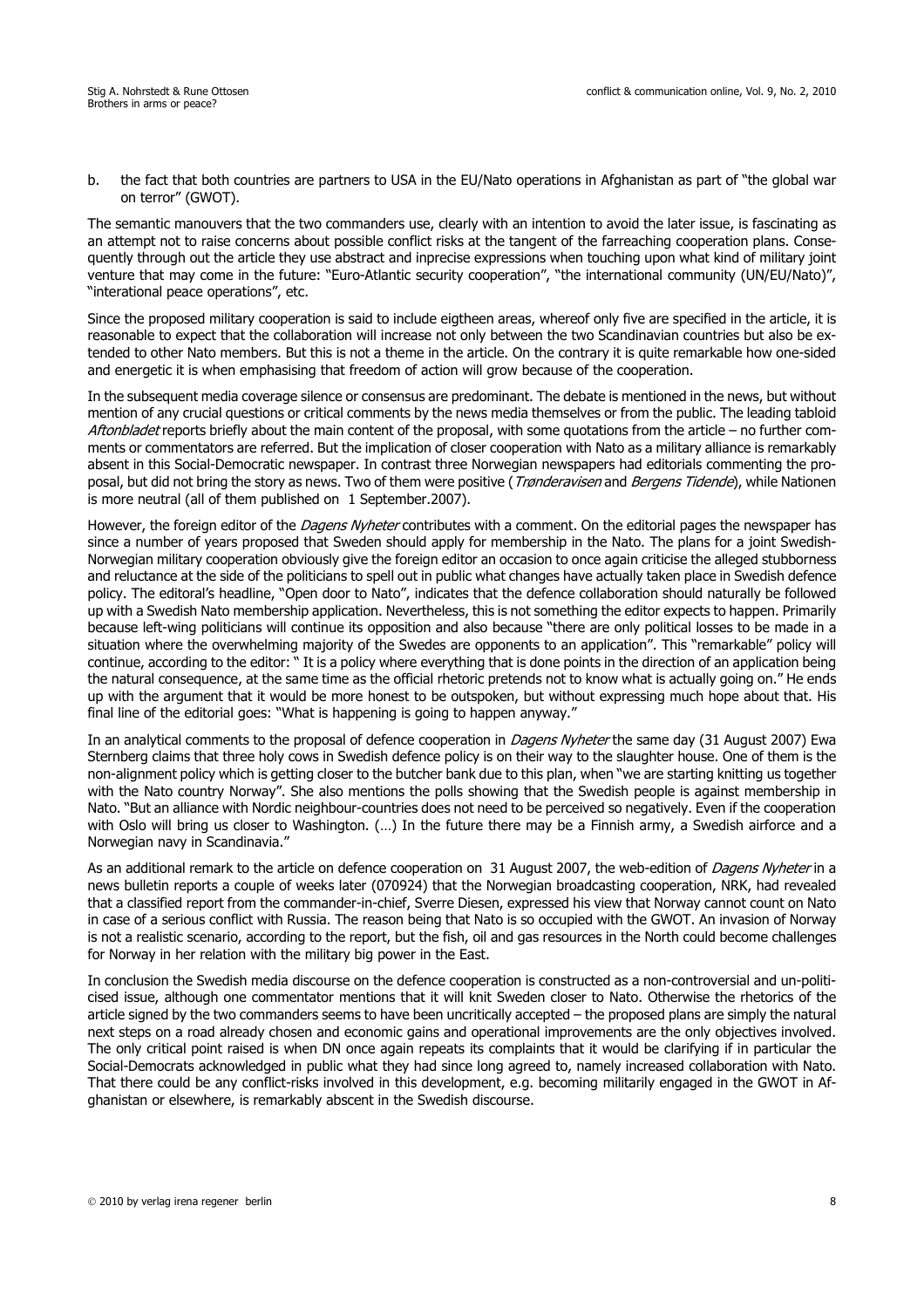b. the fact that both countries are partners to USA in the EU/Nato operations in Afghanistan as part of "the global war on terror" (GWOT).

The semantic manouvers that the two commanders use, clearly with an intention to avoid the later issue, is fascinating as an attempt not to raise concerns about possible conflict risks at the tangent of the farreaching cooperation plans. Consequently through out the article they use abstract and inprecise expressions when touching upon what kind of military joint venture that may come in the future: "Euro-Atlantic security cooperation", "the international community (UN/EU/Nato)", "interational peace operations", etc.

Since the proposed military cooperation is said to include eigtheen areas, whereof only five are specified in the article, it is reasonable to expect that the collaboration will increase not only between the two Scandinavian countries but also be extended to other Nato members. But this is not a theme in the article. On the contrary it is quite remarkable how one-sided and energetic it is when emphasising that freedom of action will grow because of the cooperation.

In the subsequent media coverage silence or consensus are predominant. The debate is mentioned in the news, but without mention of any crucial questions or critical comments by the news media themselves or from the public. The leading tabloid *Aftonbladet* reports briefly about the main content of the proposal, with some quotations from the article – no further comments or commentators are referred. But the implication of closer cooperation with Nato as a military alliance is remarkably absent in this Social-Democratic newspaper. In contrast three Norwegian newspapers had editorials commenting the proposal, but did not bring the story as news. Two of them were positive (*Trønderavisen* and *Bergens Tidende*), while Nationen is more neutral (all of them published on 1 September.2007).

However, the foreign editor of the *Dagens Nyheter* contributes with a comment. On the editorial pages the newspaper has since a number of years proposed that Sweden should apply for membership in the Nato. The plans for a joint Swedish-Norwegian military cooperation obviously give the foreign editor an occasion to once again criticise the alleged stubborness and reluctance at the side of the politicians to spell out in public what changes have actually taken place in Swedish defence policy. The editoral's headline, "Open door to Nato", indicates that the defence collaboration should naturally be followed up with a Swedish Nato membership application. Nevertheless, this is not something the editor expects to happen. Primarily because left-wing politicians will continue its opposition and also because "there are only political losses to be made in a situation where the overwhelming majority of the Swedes are opponents to an application". This "remarkable" policy will continue, according to the editor: " It is a policy where everything that is done points in the direction of an application being the natural consequence, at the same time as the official rhetoric pretends not to know what is actually going on." He ends up with the argument that it would be more honest to be outspoken, but without expressing much hope about that. His final line of the editorial goes: "What is happening is going to happen anyway."

In an analytical comments to the proposal of defence cooperation in *Dagens Nyheter* the same day (31 August 2007) Ewa Sternberg claims that three holy cows in Swedish defence policy is on their way to the slaughter house. One of them is the non-alignment policy which is getting closer to the butcher bank due to this plan, when "we are starting knitting us together with the Nato country Norway". She also mentions the polls showing that the Swedish people is against membership in Nato. "But an alliance with Nordic neighbour-countries does not need to be perceived so negatively. Even if the cooperation with Oslo will bring us closer to Washington. (…) In the future there may be a Finnish army, a Swedish airforce and a Norwegian navy in Scandinavia."

As an additional remark to the article on defence cooperation on 31 August 2007, the web-edition of *Dagens Nyheter* in a news bulletin reports a couple of weeks later (070924) that the Norwegian broadcasting cooperation, NRK, had revealed that a classified report from the commander-in-chief, Sverre Diesen, expressed his view that Norway cannot count on Nato in case of a serious conflict with Russia. The reason being that Nato is so occupied with the GWOT. An invasion of Norway is not a realistic scenario, according to the report, but the fish, oil and gas resources in the North could become challenges for Norway in her relation with the military big power in the East.

In conclusion the Swedish media discourse on the defence cooperation is constructed as a non-controversial and un-politicised issue, although one commentator mentions that it will knit Sweden closer to Nato. Otherwise the rhetorics of the article signed by the two commanders seems to have been uncritically accepted – the proposed plans are simply the natural next steps on a road already chosen and economic gains and operational improvements are the only objectives involved. The only critical point raised is when DN once again repeats its complaints that it would be clarifying if in particular the Social-Democrats acknowledged in public what they had since long agreed to, namely increased collaboration with Nato. That there could be any conflict-risks involved in this development, e.g. becoming militarily engaged in the GWOT in Afghanistan or elsewhere, is remarkably abscent in the Swedish discourse.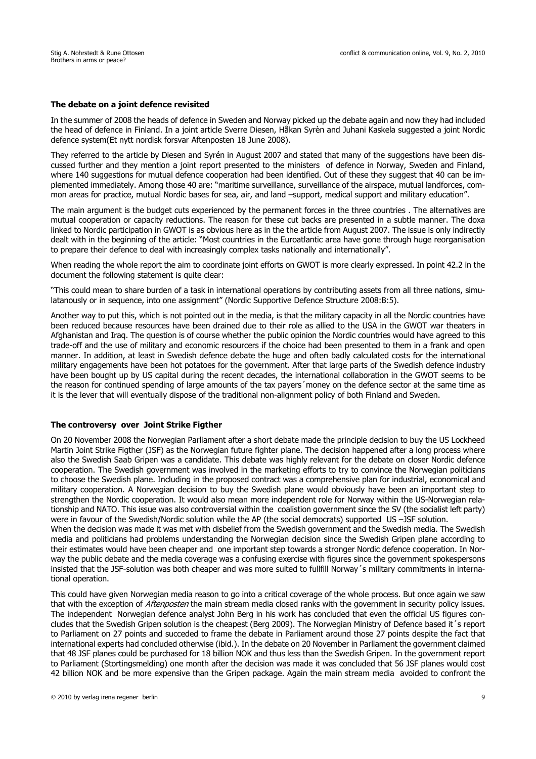### The debate on a joint defence revisited

In the summer of 2008 the heads of defence in Sweden and Norway picked up the debate again and now they had included the head of defence in Finland. In a joint article Sverre Diesen, Håkan Syrèn and Juhani Kaskela suggested a joint Nordic defence system(Et nytt nordisk forsvar Aftenposten 18 June 2008).

They referred to the article by Diesen and Syrén in August 2007 and stated that many of the suggestions have been discussed further and they mention a joint report presented to the ministers of defence in Norway, Sweden and Finland, where 140 suggestions for mutual defence cooperation had been identified. Out of these they suggest that 40 can be implemented immediately. Among those 40 are: "maritime surveillance, surveillance of the airspace, mutual landforces, common areas for practice, mutual Nordic bases for sea, air, and land –support, medical support and military education".

The main argument is the budget cuts experienced by the permanent forces in the three countries . The alternatives are mutual cooperation or capacity reductions. The reason for these cut backs are presented in a subtle manner. The doxa linked to Nordic participation in GWOT is as obvious here as in the the article from August 2007. The issue is only indirectly dealt with in the beginning of the article: "Most countries in the Euroatlantic area have gone through huge reorganisation to prepare their defence to deal with increasingly complex tasks nationally and internationally".

When reading the whole report the aim to coordinate joint efforts on GWOT is more clearly expressed. In point 42.2 in the document the following statement is quite clear:

"This could mean to share burden of a task in international operations by contributing assets from all three nations, simulatanously or in sequence, into one assignment" (Nordic Supportive Defence Structure 2008:B:5).

Another way to put this, which is not pointed out in the media, is that the military capacity in all the Nordic countries have been reduced because resources have been drained due to their role as allied to the USA in the GWOT war theaters in Afghanistan and Iraq. The question is of course whether the public opinion the Nordic countries would have agreed to this trade-off and the use of military and economic resourcers if the choice had been presented to them in a frank and open manner. In addition, at least in Swedish defence debate the huge and often badly calculated costs for the international military engagements have been hot potatoes for the government. After that large parts of the Swedish defence industry have been bought up by US capital during the recent decades, the international collaboration in the GWOT seems to be the reason for continued spending of large amounts of the tax payers´money on the defence sector at the same time as it is the lever that will eventually dispose of the traditional non-alignment policy of both Finland and Sweden.

### The controversy over Joint Strike Figther

On 20 November 2008 the Norwegian Parliament after a short debate made the principle decision to buy the US Lockheed Martin Joint Strike Figther (JSF) as the Norwegian future fighter plane. The decision happened after a long process where also the Swedish Saab Gripen was a candidate. This debate was highly relevant for the debate on closer Nordic defence cooperation. The Swedish government was involved in the marketing efforts to try to convince the Norwegian politicians to choose the Swedish plane. Including in the proposed contract was a comprehensive plan for industrial, economical and military cooperation. A Norwegian decision to buy the Swedish plane would obviously have been an important step to strengthen the Nordic cooperation. It would also mean more independent role for Norway within the US-Norwegian relationship and NATO. This issue was also controversial within the coalistion government since the SV (the socialist left party) were in favour of the Swedish/Nordic solution while the AP (the social democrats) supported US –JSF solution.
When the decision was made it was met with disbelief from the Swedish government and the Swedish media. The Swedish media and politicians had problems understanding the Norwegian decision since the Swedish Gripen plane according to their estimates would have been cheaper and one important step towards a stronger Nordic defence cooperation. In Norway the public debate and the media coverage was a confusing exercise with figures since the government spokespersons insisted that the JSF-solution was both cheaper and was more suited to fullfill Norway´s military commitments in international operation.

This could have given Norwegian media reason to go into a critical coverage of the whole process. But once again we saw that with the exception of *Aftenposten* the main stream media closed ranks with the government in security policy issues. The independent Norwegian defence analyst John Berg in his work has concluded that even the official US figures concludes that the Swedish Gripen solution is the cheapest (Berg 2009). The Norwegian Ministry of Defence based it´s report to Parliament on 27 points and succeded to frame the debate in Parliament around those 27 points despite the fact that international experts had concluded otherwise (ibid.). In the debate on 20 November in Parliament the government claimed that 48 JSF planes could be purchased for 18 billion NOK and thus less than the Swedish Gripen. In the government report to Parliament (Stortingsmelding) one month after the decision was made it was concluded that 56 JSF planes would cost 42 billion NOK and be more expensive than the Gripen package. Again the main stream media avoided to confront the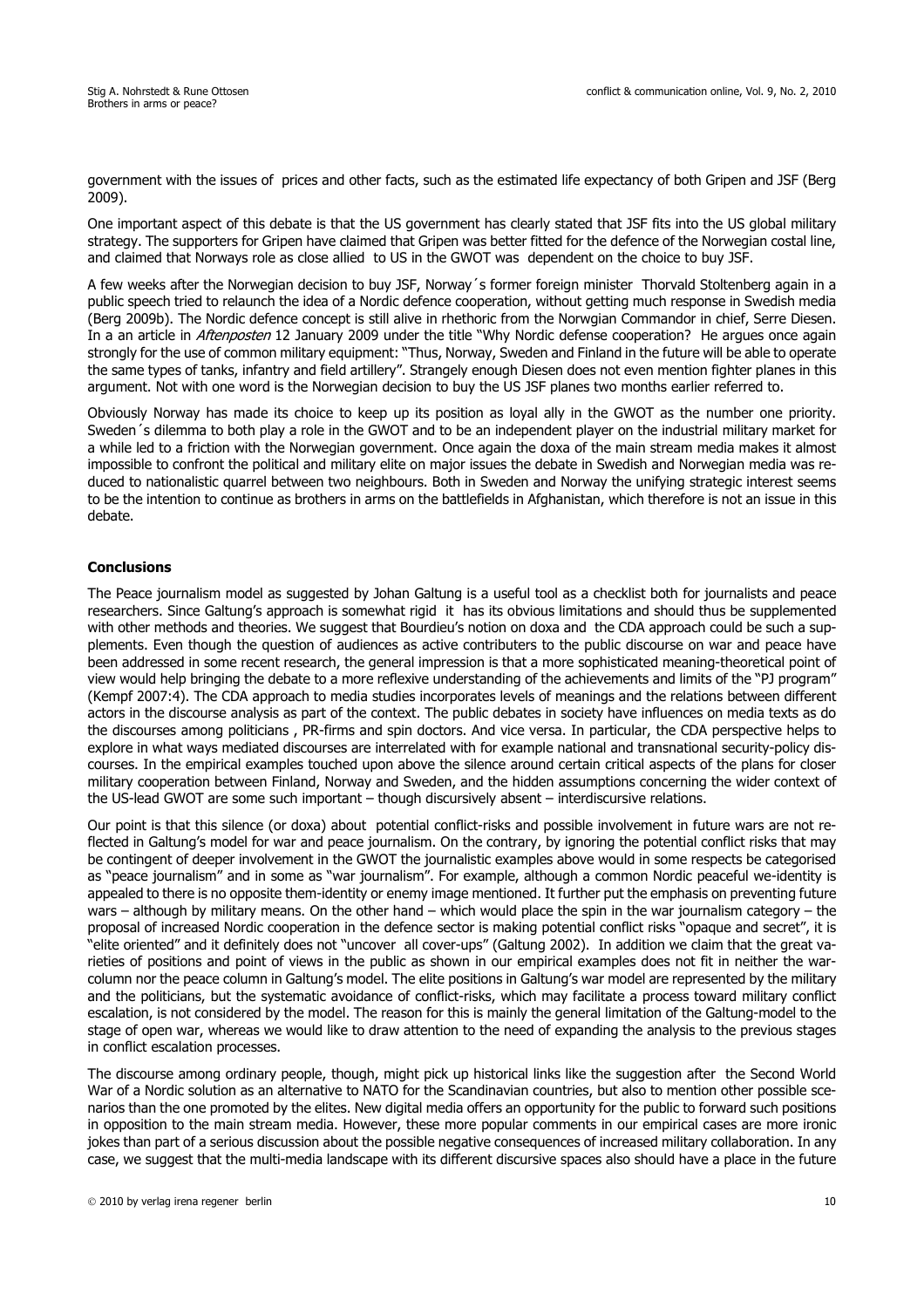government with the issues of prices and other facts, such as the estimated life expectancy of both Gripen and JSF (Berg 2009).

One important aspect of this debate is that the US government has clearly stated that JSF fits into the US global military strategy. The supporters for Gripen have claimed that Gripen was better fitted for the defence of the Norwegian costal line, and claimed that Norways role as close allied to US in the GWOT was dependent on the choice to buy JSF.

A few weeks after the Norwegian decision to buy JSF, Norway´s former foreign minister Thorvald Stoltenberg again in a public speech tried to relaunch the idea of a Nordic defence cooperation, without getting much response in Swedish media (Berg 2009b). The Nordic defence concept is still alive in rhethoric from the Norwgian Commandor in chief, Serre Diesen. In a an article in *Aftenposten* 12 January 2009 under the title "Why Nordic defense cooperation? He argues once again strongly for the use of common military equipment: "Thus, Norway, Sweden and Finland in the future will be able to operate the same types of tanks, infantry and field artillery". Strangely enough Diesen does not even mention fighter planes in this argument. Not with one word is the Norwegian decision to buy the US JSF planes two months earlier referred to.

Obviously Norway has made its choice to keep up its position as loyal ally in the GWOT as the number one priority. Sweden´s dilemma to both play a role in the GWOT and to be an independent player on the industrial military market for a while led to a friction with the Norwegian government. Once again the doxa of the main stream media makes it almost impossible to confront the political and military elite on major issues the debate in Swedish and Norwegian media was reduced to nationalistic quarrel between two neighbours. Both in Sweden and Norway the unifying strategic interest seems to be the intention to continue as brothers in arms on the battlefields in Afghanistan, which therefore is not an issue in this debate.

## Conclusions

The Peace journalism model as suggested by Johan Galtung is a useful tool as a checklist both for journalists and peace researchers. Since Galtung's approach is somewhat rigid it has its obvious limitations and should thus be supplemented with other methods and theories. We suggest that Bourdieu's notion on doxa and the CDA approach could be such a supplements. Even though the question of audiences as active contributers to the public discourse on war and peace have been addressed in some recent research, the general impression is that a more sophisticated meaning-theoretical point of view would help bringing the debate to a more reflexive understanding of the achievements and limits of the "PJ program" (Kempf 2007:4). The CDA approach to media studies incorporates levels of meanings and the relations between different actors in the discourse analysis as part of the context. The public debates in society have influences on media texts as do the discourses among politicians , PR-firms and spin doctors. And vice versa. In particular, the CDA perspective helps to explore in what ways mediated discourses are interrelated with for example national and transnational security-policy discourses. In the empirical examples touched upon above the silence around certain critical aspects of the plans for closer military cooperation between Finland, Norway and Sweden, and the hidden assumptions concerning the wider context of the US-lead GWOT are some such important – though discursively absent – interdiscursive relations.

Our point is that this silence (or doxa) about potential conflict-risks and possible involvement in future wars are not reflected in Galtung's model for war and peace journalism. On the contrary, by ignoring the potential conflict risks that may be contingent of deeper involvement in the GWOT the journalistic examples above would in some respects be categorised as "peace journalism" and in some as "war journalism". For example, although a common Nordic peaceful we-identity is appealed to there is no opposite them-identity or enemy image mentioned. It further put the emphasis on preventing future wars – although by military means. On the other hand – which would place the spin in the war journalism category – the proposal of increased Nordic cooperation in the defence sector is making potential conflict risks "opaque and secret", it is "elite oriented" and it definitely does not "uncover all cover-ups" (Galtung 2002). In addition we claim that the great varieties of positions and point of views in the public as shown in our empirical examples does not fit in neither the war-column nor the peace column in Galtung's model. The elite positions in Galtung's war model are represented by the military and the politicians, but the systematic avoidance of conflict-risks, which may facilitate a process toward military conflict escalation, is not considered by the model. The reason for this is mainly the general limitation of the Galtung-model to the stage of open war, whereas we would like to draw attention to the need of expanding the analysis to the previous stages in conflict escalation processes.

The discourse among ordinary people, though, might pick up historical links like the suggestion after the Second World War of a Nordic solution as an alternative to NATO for the Scandinavian countries, but also to mention other possible scenarios than the one promoted by the elites. New digital media offers an opportunity for the public to forward such positions in opposition to the main stream media. However, these more popular comments in our empirical cases are more ironic jokes than part of a serious discussion about the possible negative consequences of increased military collaboration. In any case, we suggest that the multi-media landscape with its different discursive spaces also should have a place in the future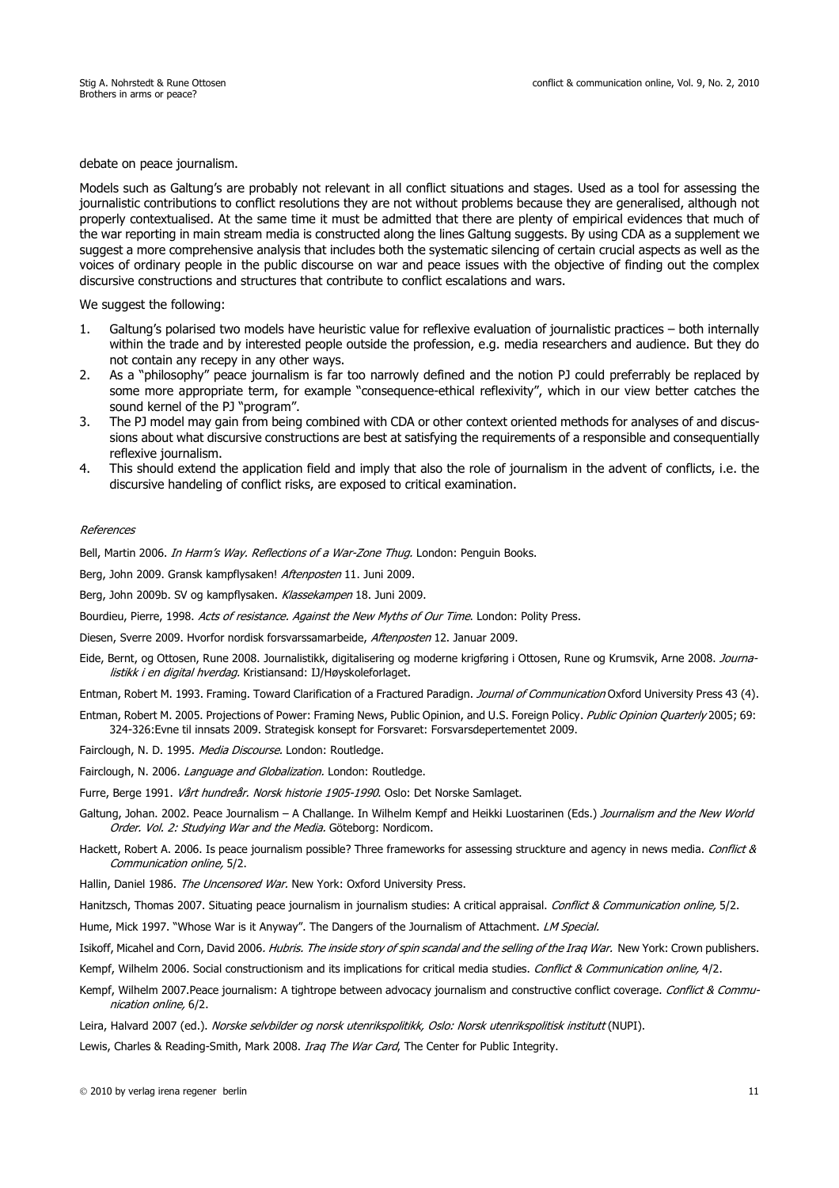debate on peace journalism.

Models such as Galtung's are probably not relevant in all conflict situations and stages. Used as a tool for assessing the journalistic contributions to conflict resolutions they are not without problems because they are generalised, although not properly contextualised. At the same time it must be admitted that there are plenty of empirical evidences that much of the war reporting in main stream media is constructed along the lines Galtung suggests. By using CDA as a supplement we suggest a more comprehensive analysis that includes both the systematic silencing of certain crucial aspects as well as the voices of ordinary people in the public discourse on war and peace issues with the objective of finding out the complex discursive constructions and structures that contribute to conflict escalations and wars.

We suggest the following:

1. Galtung's polarised two models have heuristic value for reflexive evaluation of journalistic practices – both internally within the trade and by interested people outside the profession, e.g. media researchers and audience. But they do not contain any recepy in any other ways.
2. As a "philosophy" peace journalism is far too narrowly defined and the notion PJ could preferrably be replaced by some more appropriate term, for example "consequence-ethical reflexivity", which in our view better catches the sound kernel of the PJ "program".
3. The PJ model may gain from being combined with CDA or other context oriented methods for analyses of and discussions about what discursive constructions are best at satisfying the requirements of a responsible and consequentially reflexive journalism.
4. This should extend the application field and imply that also the role of journalism in the advent of conflicts, i.e. the discursive handeling of conflict risks, are exposed to critical examination.

*References*

Bell, Martin 2006. *In Harm's Way. Reflections of a War-Zone Thug.* London: Penguin Books.

Berg, John 2009. Gransk kampflysaken! *Aftenposten* 11. Juni 2009.

Berg, John 2009b. SV og kampflysaken. *Klassekampen* 18. Juni 2009.

Bourdieu, Pierre, 1998. *Acts of resistance. Against the New Myths of Our Time.* London: Polity Press.

Diesen, Sverre 2009. Hvorfor nordisk forsvarssamarbeide, *Aftenposten* 12. Januar 2009.

Eide, Bernt, og Ottosen, Rune 2008. Journalistikk, digitalisering og moderne krigføring i Ottosen, Rune og Krumsvik, Arne 2008. *Journalistikk i en digital hverdag.* Kristiansand: IJ/Høyskoleforlaget.

Entman, Robert M. 1993. Framing. Toward Clarification of a Fractured Paradign. *Journal of Communication* Oxford University Press 43 (4).

Entman, Robert M. 2005. Projections of Power: Framing News, Public Opinion, and U.S. Foreign Policy. *Public Opinion Quarterly* 2005; 69: 324-326:Evne til innsats 2009. Strategisk konsept for Forsvaret: Forsvarsdepertementet 2009.

Fairclough, N. D. 1995. *Media Discourse.* London: Routledge.

Fairclough, N. 2006. *Language and Globalization.* London: Routledge.

Furre, Berge 1991. *Vårt hundreår. Norsk historie 1905-1990.* Oslo: Det Norske Samlaget.

Galtung, Johan. 2002. Peace Journalism – A Challange. In Wilhelm Kempf and Heikki Luostarinen (Eds.) *Journalism and the New World Order. Vol. 2: Studying War and the Media.* Göteborg: Nordicom.

Hackett, Robert A. 2006. Is peace journalism possible? Three frameworks for assessing struckture and agency in news media. *Conflict & Communication online,* 5/2.

Hallin, Daniel 1986. *The Uncensored War.* New York: Oxford University Press.

Hanitzsch, Thomas 2007. Situating peace journalism in journalism studies: A critical appraisal. *Conflict & Communication online,* 5/2.

Hume, Mick 1997. "Whose War is it Anyway". The Dangers of the Journalism of Attachment. *LM Special.*

Isikoff, Micahel and Corn, David 2006. *Hubris. The inside story of spin scandal and the selling of the Iraq War.* New York: Crown publishers.

Kempf, Wilhelm 2006. Social constructionism and its implications for critical media studies. *Conflict & Communication online,* 4/2.

Kempf, Wilhelm 2007.Peace journalism: A tightrope between advocacy journalism and constructive conflict coverage. *Conflict & Communication online,* 6/2.

Leira, Halvard 2007 (ed.). *Norske selvbilder og norsk utenrikspolitikk, Oslo: Norsk utenrikspolitisk institutt* (NUPI).

Lewis, Charles & Reading-Smith, Mark 2008. *Iraq The War Card,* The Center for Public Integrity.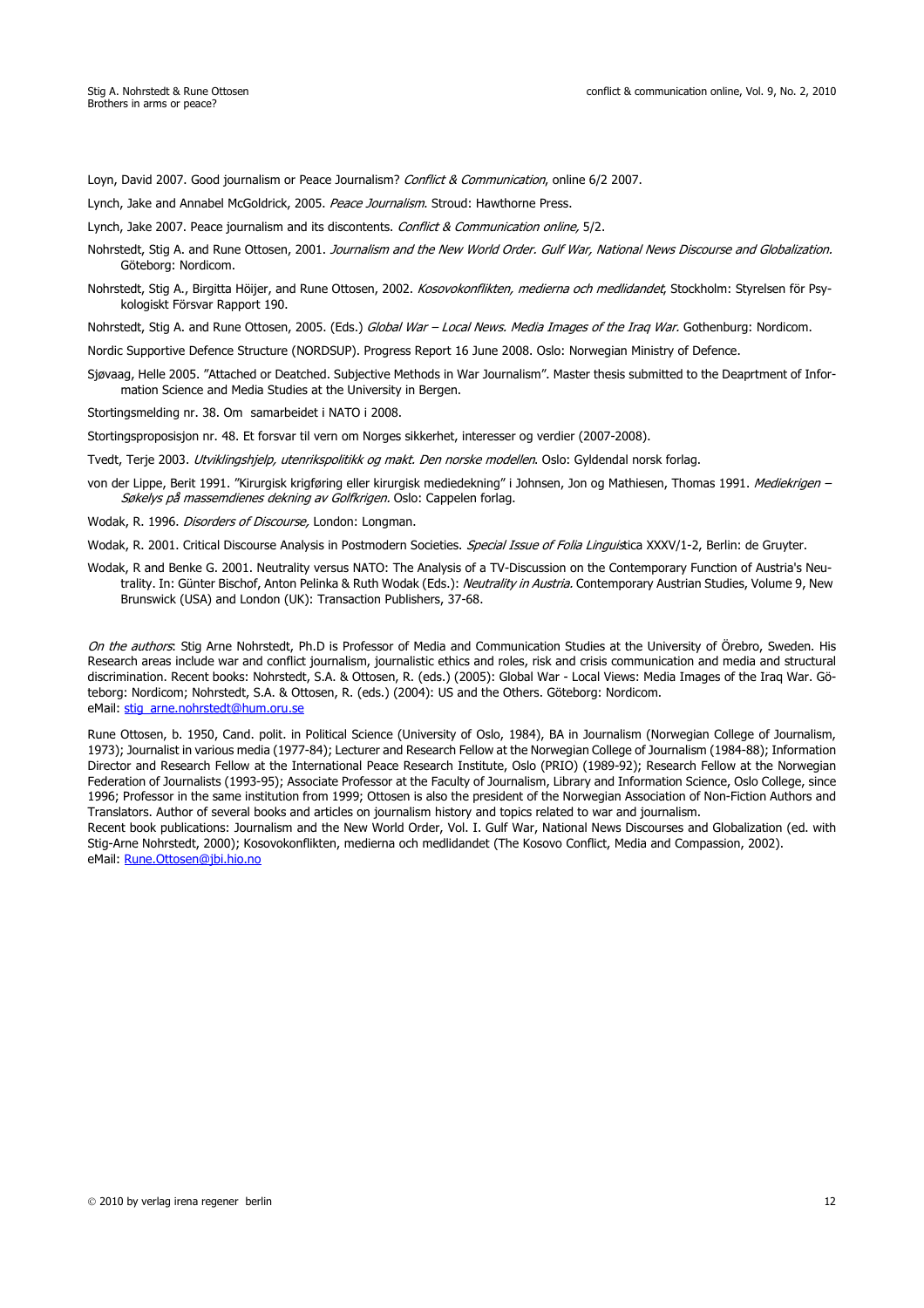Loyn, David 2007. Good journalism or Peace Journalism? *Conflict & Communication*, online 6/2 2007.

Lynch, Jake and Annabel McGoldrick, 2005. *Peace Journalism*. Stroud: Hawthorne Press.

Lynch, Jake 2007. Peace journalism and its discontents. *Conflict & Communication online,* 5/2.

Nohrstedt, Stig A. and Rune Ottosen, 2001. *Journalism and the New World Order. Gulf War, National News Discourse and Globalization.* Göteborg: Nordicom.

Nohrstedt, Stig A., Birgitta Höijer, and Rune Ottosen, 2002. *Kosovokonflikten, medierna och medlidandet*, Stockholm: Styrelsen för Psykologiskt Försvar Rapport 190.

Nohrstedt, Stig A. and Rune Ottosen, 2005. (Eds.) *Global War – Local News. Media Images of the Iraq War.* Gothenburg: Nordicom.

Nordic Supportive Defence Structure (NORDSUP). Progress Report 16 June 2008. Oslo: Norwegian Ministry of Defence.

Sjøvaag, Helle 2005. "Attached or Deatched. Subjective Methods in War Journalism". Master thesis submitted to the Deaprtment of Information Science and Media Studies at the University in Bergen.

Stortingsmelding nr. 38. Om samarbeidet i NATO i 2008.

Stortingsproposisjon nr. 48. Et forsvar til vern om Norges sikkerhet, interesser og verdier (2007-2008).

Tvedt, Terje 2003. *Utviklingshjelp, utenrikspolitikk og makt. Den norske modellen*. Oslo: Gyldendal norsk forlag.

von der Lippe, Berit 1991. "Kirurgisk krigføring eller kirurgisk mediedekning" i Johnsen, Jon og Mathiesen, Thomas 1991. *Mediekrigen – Søkelys på massemdienes dekning av Golfkrigen.* Oslo: Cappelen forlag.

Wodak, R. 1996. *Disorders of Discourse,* London: Longman.

Wodak, R. 2001. Critical Discourse Analysis in Postmodern Societies. *Special Issue of Folia Linguis*tica XXXV/1-2, Berlin: de Gruyter.

Wodak, R and Benke G. 2001. Neutrality versus NATO: The Analysis of a TV-Discussion on the Contemporary Function of Austria's Neutrality. In: Günter Bischof, Anton Pelinka & Ruth Wodak (Eds.): *Neutrality in Austria.* Contemporary Austrian Studies, Volume 9, New Brunswick (USA) and London (UK): Transaction Publishers, 37-68.

*On the authors*: Stig Arne Nohrstedt, Ph.D is Professor of Media and Communication Studies at the University of Örebro, Sweden. His Research areas include war and conflict journalism, journalistic ethics and roles, risk and crisis communication and media and structural discrimination. Recent books: Nohrstedt, S.A. & Ottosen, R. (eds.) (2005): Global War - Local Views: Media Images of the Iraq War. Göteborg: Nordicom; Nohrstedt, S.A. & Ottosen, R. (eds.) (2004): US and the Others. Göteborg: Nordicom.
eMail: stig_arne.nohrstedt@hum.oru.se

Rune Ottosen, b. 1950, Cand. polit. in Political Science (University of Oslo, 1984), BA in Journalism (Norwegian College of Journalism, 1973); Journalist in various media (1977-84); Lecturer and Research Fellow at the Norwegian College of Journalism (1984-88); Information Director and Research Fellow at the International Peace Research Institute, Oslo (PRIO) (1989-92); Research Fellow at the Norwegian Federation of Journalists (1993-95); Associate Professor at the Faculty of Journalism, Library and Information Science, Oslo College, since 1996; Professor in the same institution from 1999; Ottosen is also the president of the Norwegian Association of Non-Fiction Authors and Translators. Author of several books and articles on journalism history and topics related to war and journalism.
Recent book publications: Journalism and the New World Order, Vol. I. Gulf War, National News Discourses and Globalization (ed. with Stig-Arne Nohrstedt, 2000); Kosovokonflikten, medierna och medlidandet (The Kosovo Conflict, Media and Compassion, 2002).
eMail: Rune.Ottosen@jbi.hio.no